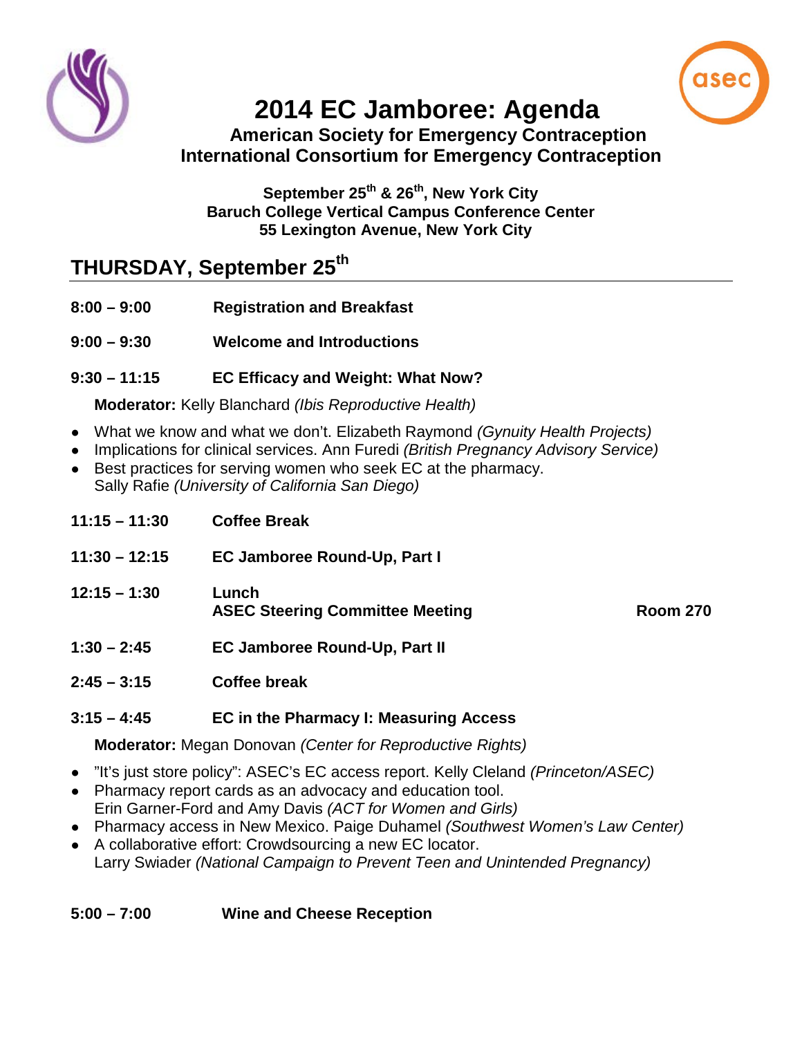# 2014 EC Jamboree: Agenda

**American Society for Emergency Contraception**
**International Consortium for Emergency Contraception**

**September 25th & 26th, New York City**
**Baruch College Vertical Campus Conference Center**
**55 Lexington Avenue, New York City**

## THURSDAY, September 25th

**8:00 – 9:00** **Registration and Breakfast**

**9:00 – 9:30** **Welcome and Introductions**

**9:30 – 11:15** **EC Efficacy and Weight: What Now?**

**Moderator:** Kelly Blanchard *(Ibis Reproductive Health)*

- What we know and what we don't. Elizabeth Raymond *(Gynuity Health Projects)*
- Implications for clinical services. Ann Furedi *(British Pregnancy Advisory Service)*
- Best practices for serving women who seek EC at the pharmacy.
  Sally Rafie *(University of California San Diego)*

**11:15 – 11:30** **Coffee Break**

**11:30 – 12:15** **EC Jamboree Round-Up, Part I**

**12:15 – 1:30** **Lunch**
**ASEC Steering Committee Meeting** **Room 270**

**1:30 – 2:45** **EC Jamboree Round-Up, Part II**

**2:45 – 3:15** **Coffee break**

**3:15 – 4:45** **EC in the Pharmacy I: Measuring Access**

**Moderator:** Megan Donovan *(Center for Reproductive Rights)*

- "It's just store policy": ASEC's EC access report. Kelly Cleland *(Princeton/ASEC)*
- Pharmacy report cards as an advocacy and education tool.
  Erin Garner-Ford and Amy Davis *(ACT for Women and Girls)*
- Pharmacy access in New Mexico. Paige Duhamel *(Southwest Women's Law Center)*
- A collaborative effort: Crowdsourcing a new EC locator.
  Larry Swiader *(National Campaign to Prevent Teen and Unintended Pregnancy)*

**5:00 – 7:00** **Wine and Cheese Reception**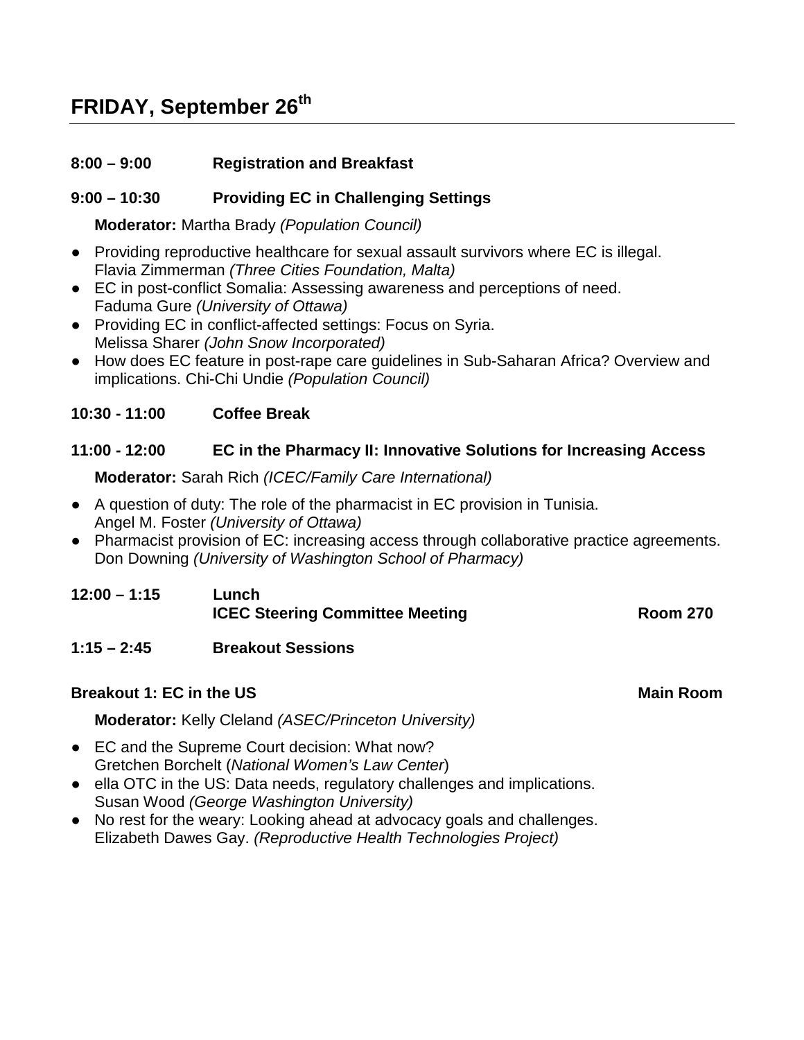# FRIDAY, September 26th

**8:00 – 9:00 Registration and Breakfast**

**9:00 – 10:30 Providing EC in Challenging Settings**

**Moderator:** Martha Brady *(Population Council)*

- Providing reproductive healthcare for sexual assault survivors where EC is illegal. Flavia Zimmerman *(Three Cities Foundation, Malta)*
- EC in post-conflict Somalia: Assessing awareness and perceptions of need. Faduma Gure *(University of Ottawa)*
- Providing EC in conflict-affected settings: Focus on Syria. Melissa Sharer *(John Snow Incorporated)*
- How does EC feature in post-rape care guidelines in Sub-Saharan Africa? Overview and implications. Chi-Chi Undie *(Population Council)*

**10:30 - 11:00 Coffee Break**

**11:00 - 12:00 EC in the Pharmacy II: Innovative Solutions for Increasing Access**

**Moderator:** Sarah Rich *(ICEC/Family Care International)*

- A question of duty: The role of the pharmacist in EC provision in Tunisia. Angel M. Foster *(University of Ottawa)*
- Pharmacist provision of EC: increasing access through collaborative practice agreements. Don Downing *(University of Washington School of Pharmacy)*

**12:00 – 1:15 Lunch**
**ICEC Steering Committee Meeting — Room 270**

**1:15 – 2:45 Breakout Sessions**

**Breakout 1: EC in the US — Main Room**

**Moderator:** Kelly Cleland *(ASEC/Princeton University)*

- EC and the Supreme Court decision: What now? Gretchen Borchelt (*National Women's Law Center*)
- ella OTC in the US: Data needs, regulatory challenges and implications. Susan Wood *(George Washington University)*
- No rest for the weary: Looking ahead at advocacy goals and challenges. Elizabeth Dawes Gay. *(Reproductive Health Technologies Project)*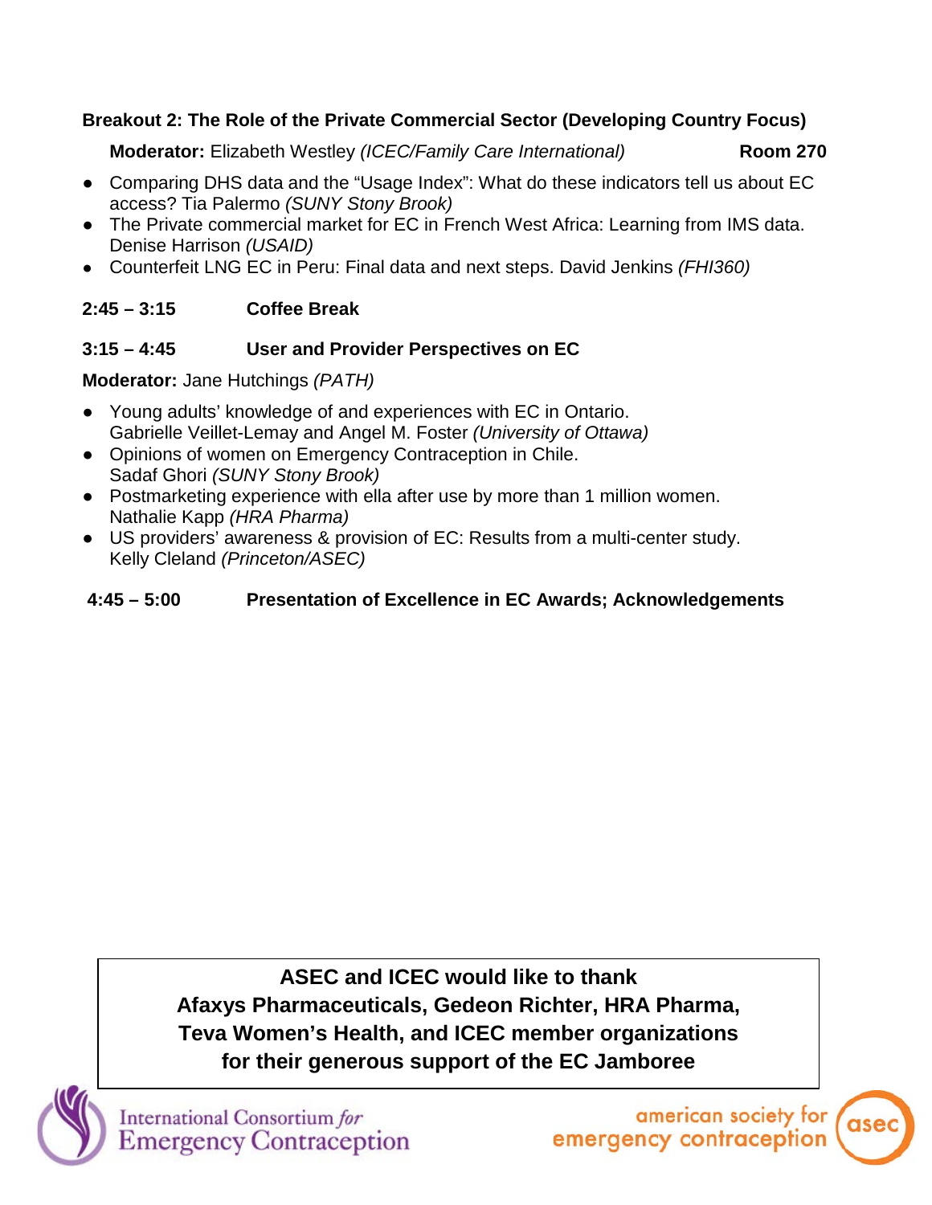**Breakout 2: The Role of the Private Commercial Sector (Developing Country Focus)**

**Moderator:** Elizabeth Westley *(ICEC/Family Care International)* **Room 270**

- Comparing DHS data and the "Usage Index": What do these indicators tell us about EC access? Tia Palermo *(SUNY Stony Brook)*
- The Private commercial market for EC in French West Africa: Learning from IMS data. Denise Harrison *(USAID)*
- Counterfeit LNG EC in Peru: Final data and next steps. David Jenkins *(FHI360)*

**2:45 – 3:15 Coffee Break**

**3:15 – 4:45 User and Provider Perspectives on EC**

**Moderator:** Jane Hutchings *(PATH)*

- Young adults' knowledge of and experiences with EC in Ontario. Gabrielle Veillet-Lemay and Angel M. Foster *(University of Ottawa)*
- Opinions of women on Emergency Contraception in Chile. Sadaf Ghori *(SUNY Stony Brook)*
- Postmarketing experience with ella after use by more than 1 million women. Nathalie Kapp *(HRA Pharma)*
- US providers' awareness & provision of EC: Results from a multi-center study. Kelly Cleland *(Princeton/ASEC)*

**4:45 – 5:00 Presentation of Excellence in EC Awards; Acknowledgements**

**ASEC and ICEC would like to thank Afaxys Pharmaceuticals, Gedeon Richter, HRA Pharma, Teva Women's Health, and ICEC member organizations for their generous support of the EC Jamboree**

International Consortium *for* Emergency Contraception

american society for emergency contraception asec